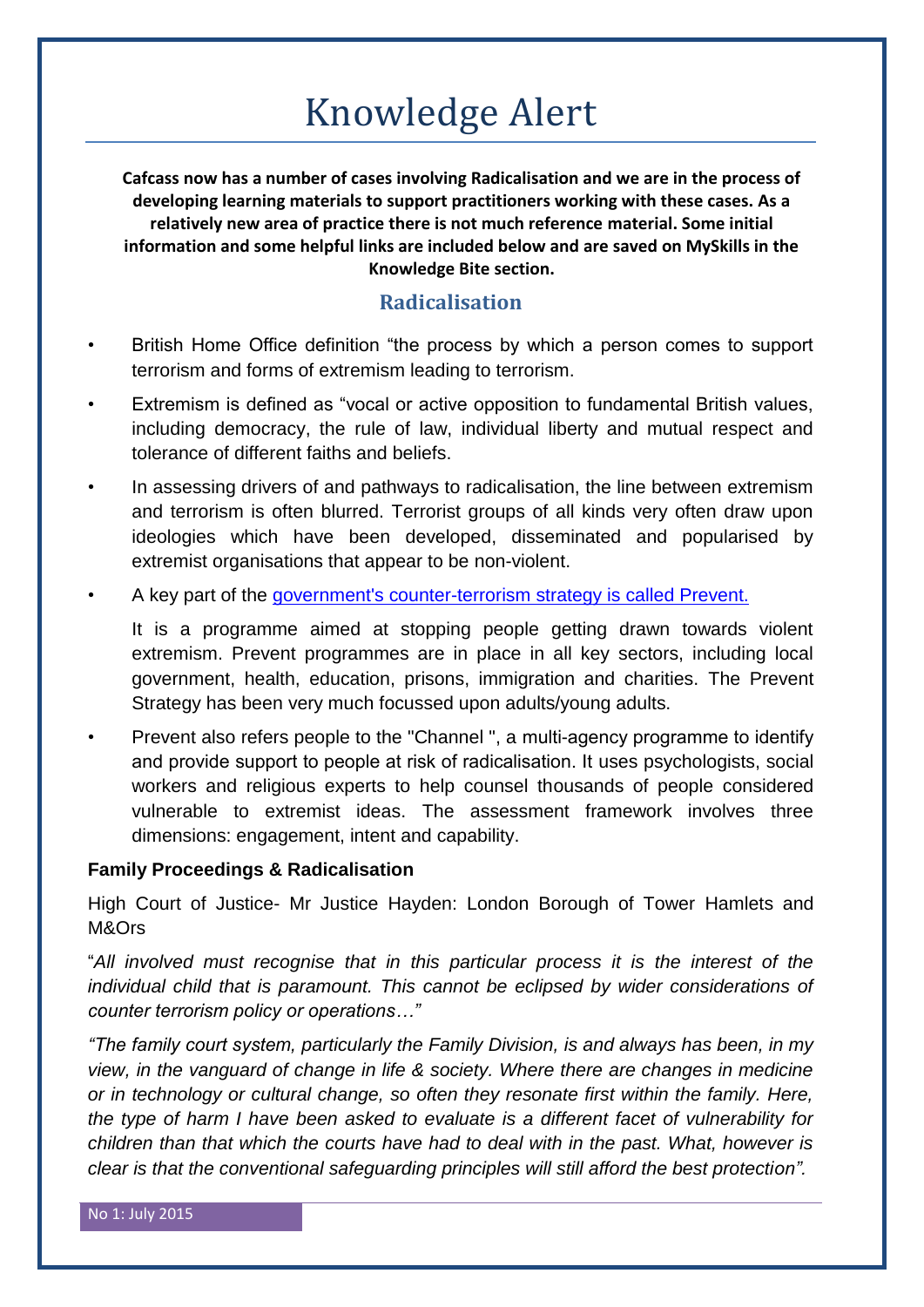# Knowledge Alert

**Cafcass now has a number of cases involving Radicalisation and we are in the process of developing learning materials to support practitioners working with these cases. As a relatively new area of practice there is not much reference material. Some initial information and some helpful links are included below and are saved on MySkills in the Knowledge Bite section.**

## Radicalisation

- British Home Office definition "the process by which a person comes to support terrorism and forms of extremism leading to terrorism.
- Extremism is defined as "vocal or active opposition to fundamental British values, including democracy, the rule of law, individual liberty and mutual respect and tolerance of different faiths and beliefs.
- In assessing drivers of and pathways to radicalisation, the line between extremism and terrorism is often blurred. Terrorist groups of all kinds very often draw upon ideologies which have been developed, disseminated and popularised by extremist organisations that appear to be non-violent.
- A key part of the government's counter-terrorism strategy is called Prevent.

  It is a programme aimed at stopping people getting drawn towards violent extremism. Prevent programmes are in place in all key sectors, including local government, health, education, prisons, immigration and charities. The Prevent Strategy has been very much focussed upon adults/young adults.
- Prevent also refers people to the "Channel ", a multi-agency programme to identify and provide support to people at risk of radicalisation. It uses psychologists, social workers and religious experts to help counsel thousands of people considered vulnerable to extremist ideas. The assessment framework involves three dimensions: engagement, intent and capability.

### Family Proceedings & Radicalisation

High Court of Justice- Mr Justice Hayden: London Borough of Tower Hamlets and M&Ors

"*All involved must recognise that in this particular process it is the interest of the individual child that is paramount. This cannot be eclipsed by wider considerations of counter terrorism policy or operations…"*

*"The family court system, particularly the Family Division, is and always has been, in my view, in the vanguard of change in life & society. Where there are changes in medicine or in technology or cultural change, so often they resonate first within the family. Here, the type of harm I have been asked to evaluate is a different facet of vulnerability for children than that which the courts have had to deal with in the past. What, however is clear is that the conventional safeguarding principles will still afford the best protection".*

No 1: July 2015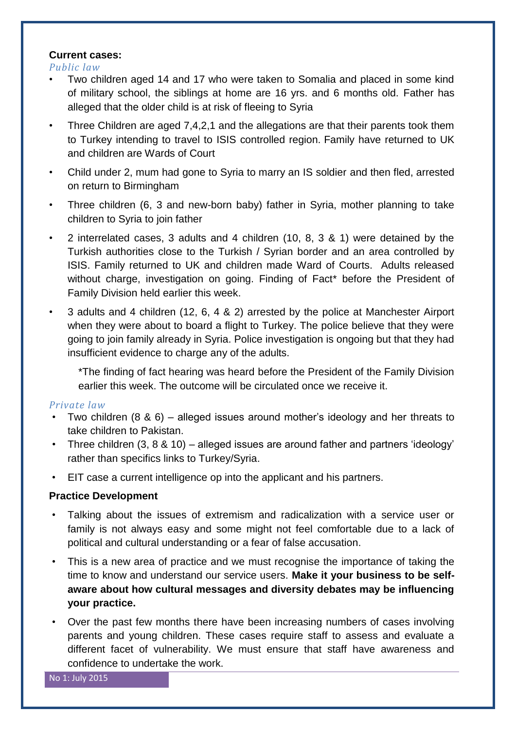**Current cases:**

*Public law*

- Two children aged 14 and 17 who were taken to Somalia and placed in some kind of military school, the siblings at home are 16 yrs. and 6 months old. Father has alleged that the older child is at risk of fleeing to Syria
- Three Children are aged 7,4,2,1 and the allegations are that their parents took them to Turkey intending to travel to ISIS controlled region. Family have returned to UK and children are Wards of Court
- Child under 2, mum had gone to Syria to marry an IS soldier and then fled, arrested on return to Birmingham
- Three children (6, 3 and new-born baby) father in Syria, mother planning to take children to Syria to join father
- 2 interrelated cases, 3 adults and 4 children (10, 8, 3 & 1) were detained by the Turkish authorities close to the Turkish / Syrian border and an area controlled by ISIS. Family returned to UK and children made Ward of Courts. Adults released without charge, investigation on going. Finding of Fact* before the President of Family Division held earlier this week.
- 3 adults and 4 children (12, 6, 4 & 2) arrested by the police at Manchester Airport when they were about to board a flight to Turkey. The police believe that they were going to join family already in Syria. Police investigation is ongoing but that they had insufficient evidence to charge any of the adults.

  *The finding of fact hearing was heard before the President of the Family Division earlier this week. The outcome will be circulated once we receive it.

*Private law*

- Two children (8 & 6) – alleged issues around mother's ideology and her threats to take children to Pakistan.
- Three children (3, 8 & 10) – alleged issues are around father and partners 'ideology' rather than specifics links to Turkey/Syria.
- EIT case a current intelligence op into the applicant and his partners.

**Practice Development**

- Talking about the issues of extremism and radicalization with a service user or family is not always easy and some might not feel comfortable due to a lack of political and cultural understanding or a fear of false accusation.
- This is a new area of practice and we must recognise the importance of taking the time to know and understand our service users. **Make it your business to be self-aware about how cultural messages and diversity debates may be influencing your practice.**
- Over the past few months there have been increasing numbers of cases involving parents and young children. These cases require staff to assess and evaluate a different facet of vulnerability. We must ensure that staff have awareness and confidence to undertake the work.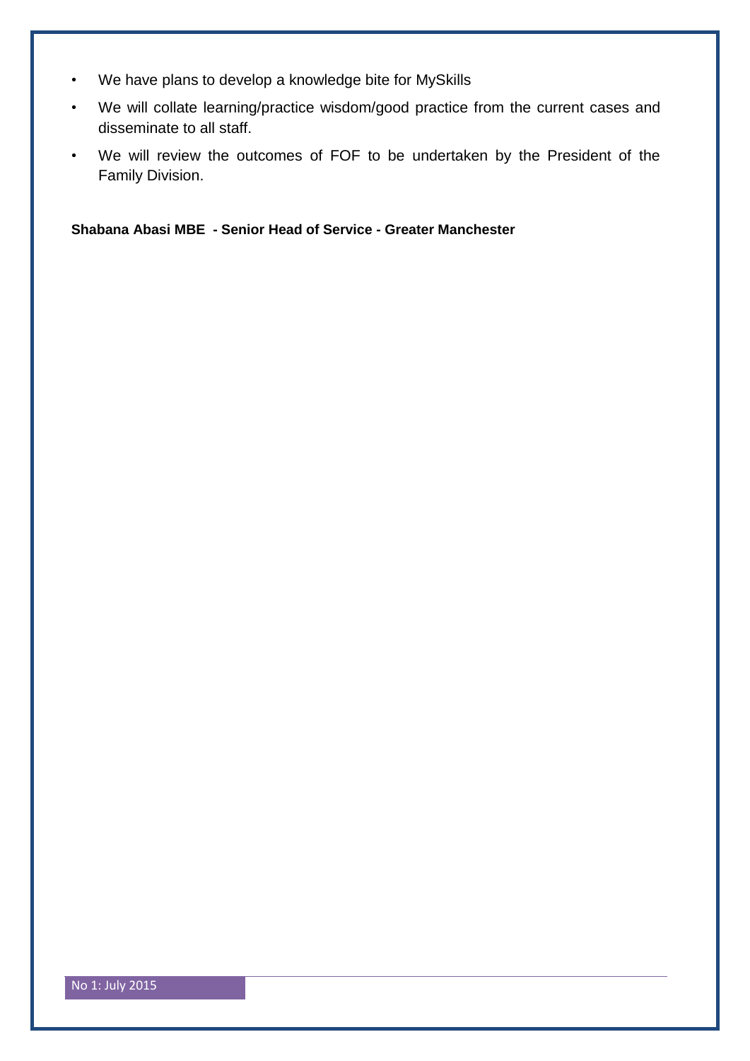- We have plans to develop a knowledge bite for MySkills
- We will collate learning/practice wisdom/good practice from the current cases and disseminate to all staff.
- We will review the outcomes of FOF to be undertaken by the President of the Family Division.

**Shabana Abasi MBE - Senior Head of Service - Greater Manchester**